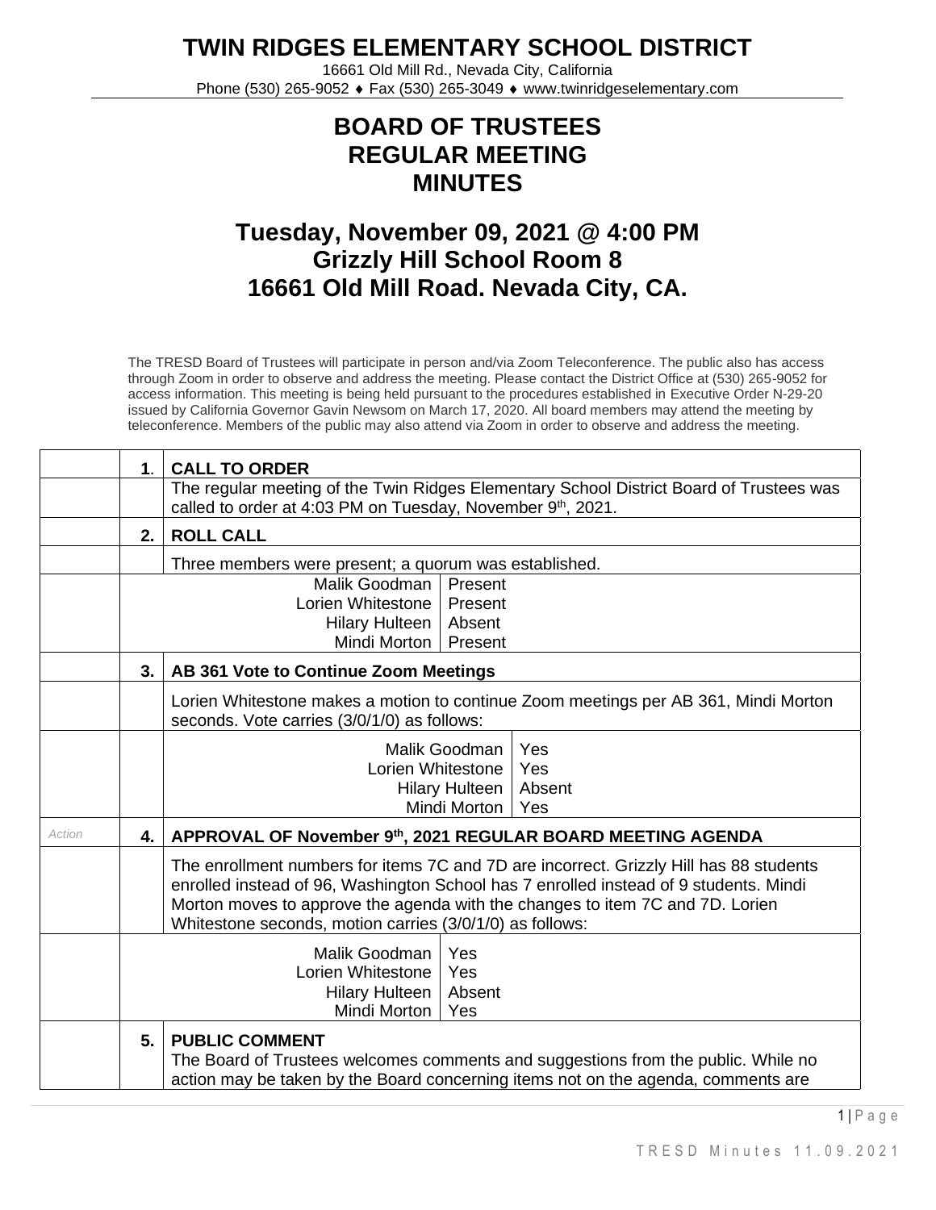# TWIN RIDGES ELEMENTARY SCHOOL DISTRICT

16661 Old Mill Rd., Nevada City, California
Phone (530) 265-9052 ♦ Fax (530) 265-3049 ♦ www.twinridgeselementary.com

## BOARD OF TRUSTEES
## REGULAR MEETING
## MINUTES

## Tuesday, November 09, 2021 @ 4:00 PM
## Grizzly Hill School Room 8
## 16661 Old Mill Road. Nevada City, CA.

The TRESD Board of Trustees will participate in person and/via Zoom Teleconference. The public also has access through Zoom in order to observe and address the meeting. Please contact the District Office at (530) 265-9052 for access information. This meeting is being held pursuant to the procedures established in Executive Order N-29-20 issued by California Governor Gavin Newsom on March 17, 2020. All board members may attend the meeting by teleconference. Members of the public may also attend via Zoom in order to observe and address the meeting.

| | | |
|---|---|---|
| | **1.** | **CALL TO ORDER** |
| | | The regular meeting of the Twin Ridges Elementary School District Board of Trustees was called to order at 4:03 PM on Tuesday, November 9th, 2021. |
| | **2.** | **ROLL CALL** |
| | | Three members were present; a quorum was established. |
| | | Malik Goodman – Present<br>Lorien Whitestone – Present<br>Hilary Hulteen – Absent<br>Mindi Morton – Present |
| | **3.** | **AB 361 Vote to Continue Zoom Meetings** |
| | | Lorien Whitestone makes a motion to continue Zoom meetings per AB 361, Mindi Morton seconds. Vote carries (3/0/1/0) as follows: |
| | | Malik Goodman – Yes<br>Lorien Whitestone – Yes<br>Hilary Hulteen – Absent<br>Mindi Morton – Yes |
| *Action* | **4.** | **APPROVAL OF November 9th, 2021 REGULAR BOARD MEETING AGENDA** |
| | | The enrollment numbers for items 7C and 7D are incorrect. Grizzly Hill has 88 students enrolled instead of 96, Washington School has 7 enrolled instead of 9 students. Mindi Morton moves to approve the agenda with the changes to item 7C and 7D. Lorien Whitestone seconds, motion carries (3/0/1/0) as follows: |
| | | Malik Goodman – Yes<br>Lorien Whitestone – Yes<br>Hilary Hulteen – Absent<br>Mindi Morton – Yes |
| | **5.** | **PUBLIC COMMENT**<br>The Board of Trustees welcomes comments and suggestions from the public. While no action may be taken by the Board concerning items not on the agenda, comments are |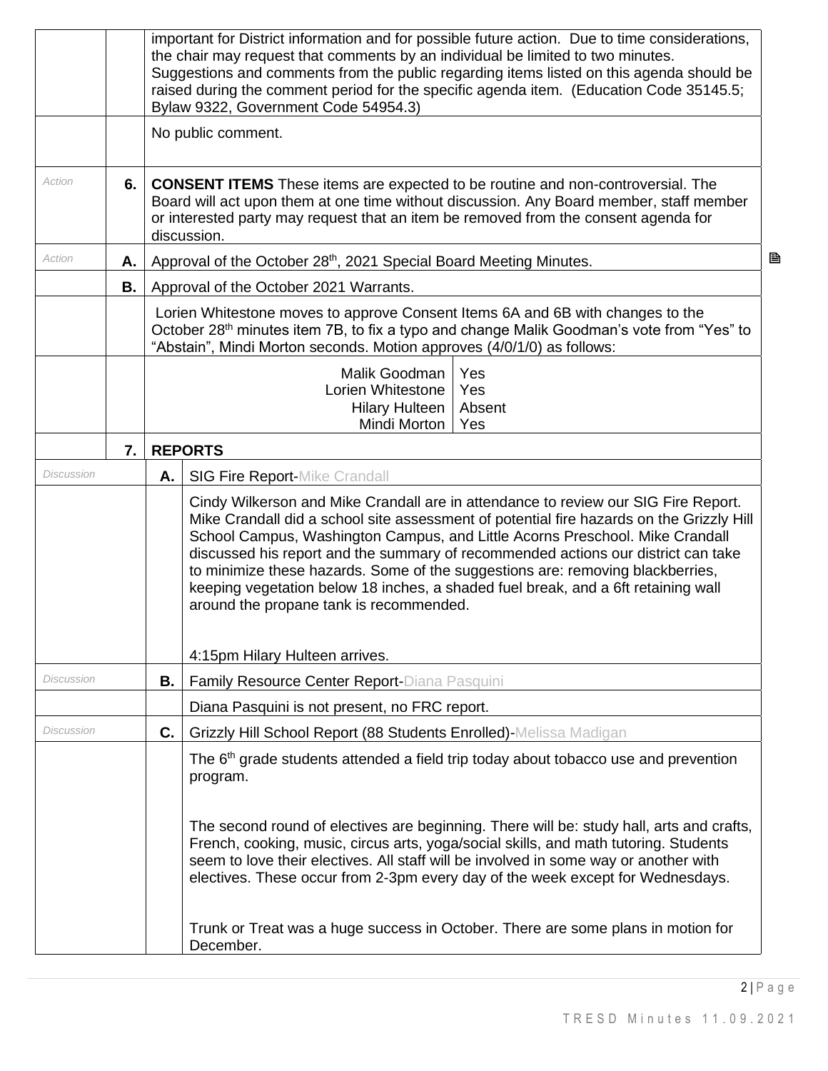| | | | |
|---|---|---|---|
| | | important for District information and for possible future action. Due to time considerations, the chair may request that comments by an individual be limited to two minutes. Suggestions and comments from the public regarding items listed on this agenda should be raised during the comment period for the specific agenda item. (Education Code 35145.5; Bylaw 9322, Government Code 54954.3) | |
| | | No public comment. | |
| *Action* | **6.** | **CONSENT ITEMS** These items are expected to be routine and non-controversial. The Board will act upon them at one time without discussion. Any Board member, staff member or interested party may request that an item be removed from the consent agenda for discussion. | |
| *Action* | **A.** | Approval of the October 28th, 2021 Special Board Meeting Minutes. | |
| | **B.** | Approval of the October 2021 Warrants. | |
| | | Lorien Whitestone moves to approve Consent Items 6A and 6B with changes to the October 28th minutes item 7B, to fix a typo and change Malik Goodman's vote from "Yes" to "Abstain", Mindi Morton seconds. Motion approves (4/0/1/0) as follows: | |
| | | Malik Goodman<br>Lorien Whitestone<br>Hilary Hulteen<br>Mindi Morton | Yes<br>Yes<br>Absent<br>Yes |
| | **7.** | **REPORTS** | |
| *Discussion* | **A.** | SIG Fire Report-Mike Crandall | |
| | | Cindy Wilkerson and Mike Crandall are in attendance to review our SIG Fire Report. Mike Crandall did a school site assessment of potential fire hazards on the Grizzly Hill School Campus, Washington Campus, and Little Acorns Preschool. Mike Crandall discussed his report and the summary of recommended actions our district can take to minimize these hazards. Some of the suggestions are: removing blackberries, keeping vegetation below 18 inches, a shaded fuel break, and a 6ft retaining wall around the propane tank is recommended.<br><br>4:15pm Hilary Hulteen arrives. | |
| *Discussion* | **B.** | Family Resource Center Report-Diana Pasquini | |
| | | Diana Pasquini is not present, no FRC report. | |
| *Discussion* | **C.** | Grizzly Hill School Report (88 Students Enrolled)-Melissa Madigan | |
| | | The 6th grade students attended a field trip today about tobacco use and prevention program.<br><br>The second round of electives are beginning. There will be: study hall, arts and crafts, French, cooking, music, circus arts, yoga/social skills, and math tutoring. Students seem to love their electives. All staff will be involved in some way or another with electives. These occur from 2-3pm every day of the week except for Wednesdays.<br><br>Trunk or Treat was a huge success in October. There are some plans in motion for December. | |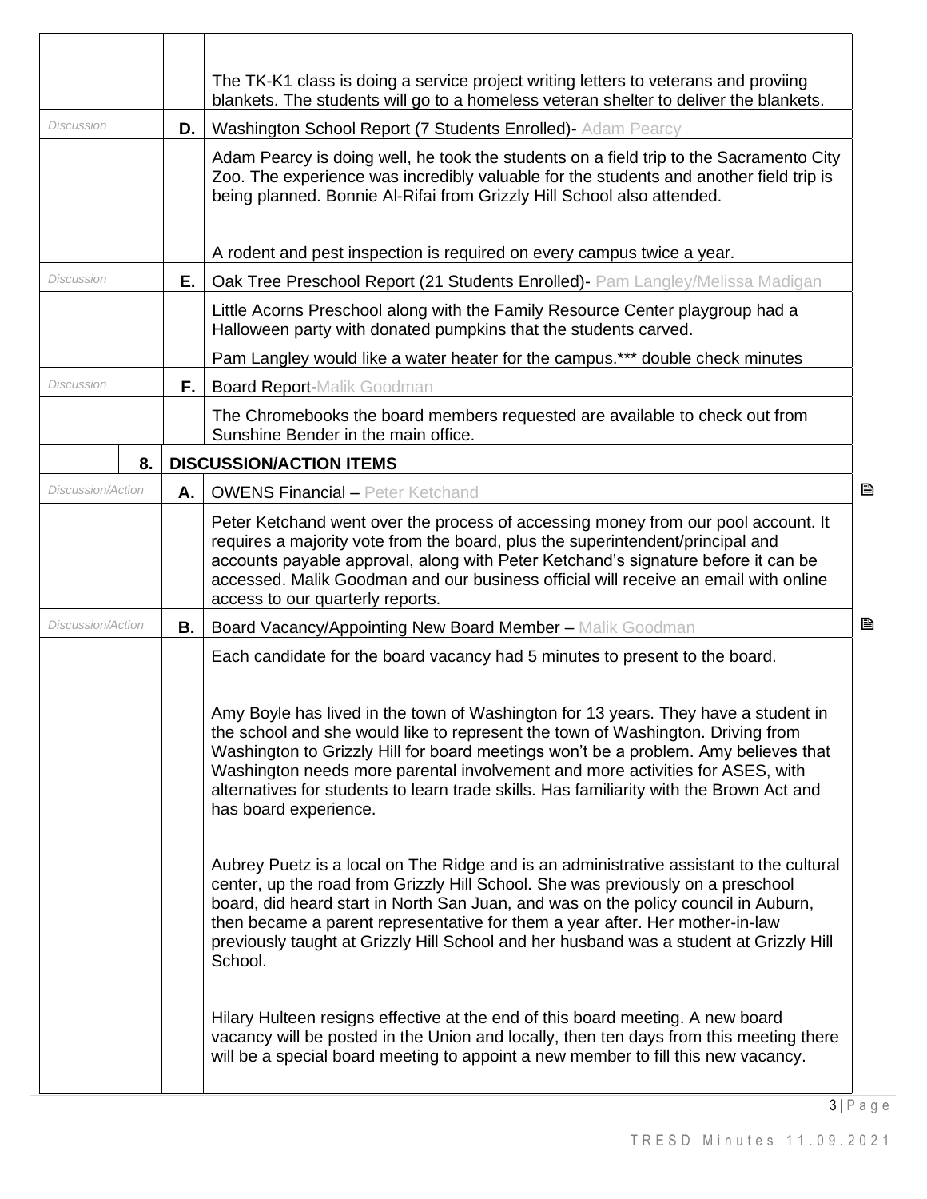| | | |
|---|---|---|
| | | The TK-K1 class is doing a service project writing letters to veterans and proviing blankets. The students will go to a homeless veteran shelter to deliver the blankets. |
| *Discussion* | **D.** | Washington School Report (7 Students Enrolled)- Adam Pearcy |
| | | Adam Pearcy is doing well, he took the students on a field trip to the Sacramento City Zoo. The experience was incredibly valuable for the students and another field trip is being planned. Bonnie Al-Rifai from Grizzly Hill School also attended.<br><br>A rodent and pest inspection is required on every campus twice a year. |
| *Discussion* | **E.** | Oak Tree Preschool Report (21 Students Enrolled)- Pam Langley/Melissa Madigan |
| | | Little Acorns Preschool along with the Family Resource Center playgroup had a Halloween party with donated pumpkins that the students carved.<br><br>Pam Langley would like a water heater for the campus.*** double check minutes |
| *Discussion* | **F.** | Board Report-Malik Goodman |
| | | The Chromebooks the board members requested are available to check out from Sunshine Bender in the main office. |
| **8.** | | **DISCUSSION/ACTION ITEMS** |
| *Discussion/Action* | **A.** | OWENS Financial – Peter Ketchand |
| | | Peter Ketchand went over the process of accessing money from our pool account. It requires a majority vote from the board, plus the superintendent/principal and accounts payable approval, along with Peter Ketchand's signature before it can be accessed. Malik Goodman and our business official will receive an email with online access to our quarterly reports. |
| *Discussion/Action* | **B.** | Board Vacancy/Appointing New Board Member – Malik Goodman |
| | | Each candidate for the board vacancy had 5 minutes to present to the board.<br><br>Amy Boyle has lived in the town of Washington for 13 years. They have a student in the school and she would like to represent the town of Washington. Driving from Washington to Grizzly Hill for board meetings won't be a problem. Amy believes that Washington needs more parental involvement and more activities for ASES, with alternatives for students to learn trade skills. Has familiarity with the Brown Act and has board experience.<br><br>Aubrey Puetz is a local on The Ridge and is an administrative assistant to the cultural center, up the road from Grizzly Hill School. She was previously on a preschool board, did heard start in North San Juan, and was on the policy council in Auburn, then became a parent representative for them a year after. Her mother-in-law previously taught at Grizzly Hill School and her husband was a student at Grizzly Hill School.<br><br>Hilary Hulteen resigns effective at the end of this board meeting. A new board vacancy will be posted in the Union and locally, then ten days from this meeting there will be a special board meeting to appoint a new member to fill this new vacancy. |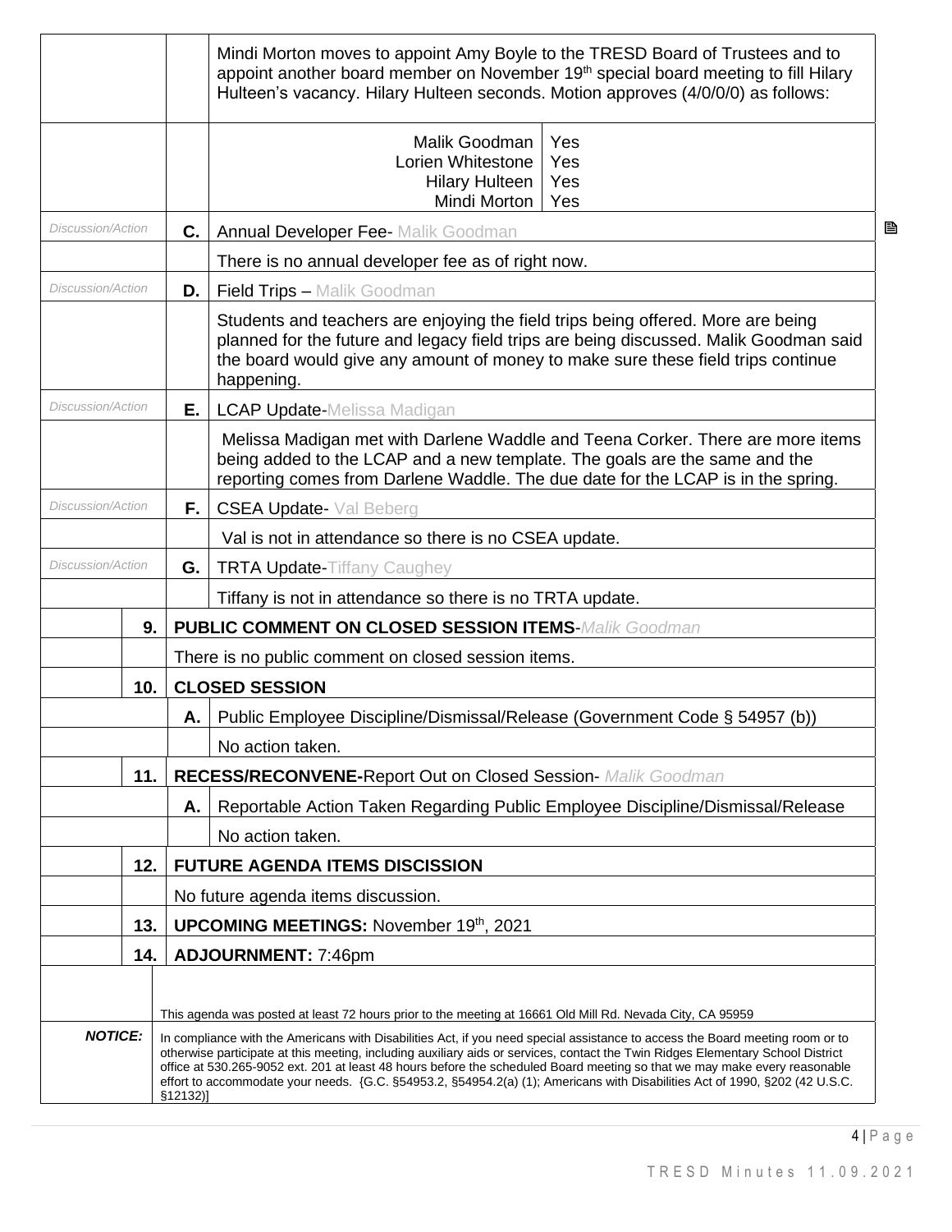| | | | |
|---|---|---|---|
| | | | Mindi Morton moves to appoint Amy Boyle to the TRESD Board of Trustees and to appoint another board member on November 19th special board meeting to fill Hilary Hulteen's vacancy. Hilary Hulteen seconds. Motion approves (4/0/0/0) as follows: |
| | | | Malik Goodman – Yes<br>Lorien Whitestone – Yes<br>Hilary Hulteen – Yes<br>Mindi Morton – Yes |
| *Discussion/Action* | | **C.** | Annual Developer Fee- Malik Goodman |
| | | | There is no annual developer fee as of right now. |
| *Discussion/Action* | | **D.** | Field Trips – Malik Goodman |
| | | | Students and teachers are enjoying the field trips being offered. More are being planned for the future and legacy field trips are being discussed. Malik Goodman said the board would give any amount of money to make sure these field trips continue happening. |
| *Discussion/Action* | | **E.** | LCAP Update-Melissa Madigan |
| | | | Melissa Madigan met with Darlene Waddle and Teena Corker. There are more items being added to the LCAP and a new template. The goals are the same and the reporting comes from Darlene Waddle. The due date for the LCAP is in the spring. |
| *Discussion/Action* | | **F.** | CSEA Update- Val Beberg |
| | | | Val is not in attendance so there is no CSEA update. |
| *Discussion/Action* | | **G.** | TRTA Update-Tiffany Caughey |
| | | | Tiffany is not in attendance so there is no TRTA update. |
| | **9.** | **PUBLIC COMMENT ON CLOSED SESSION ITEMS**-*Malik Goodman* | |
| | | There is no public comment on closed session items. | |
| | **10.** | **CLOSED SESSION** | |
| | | **A.** | Public Employee Discipline/Dismissal/Release (Government Code § 54957 (b)) |
| | | | No action taken. |
| | **11.** | **RECESS/RECONVENE-**Report Out on Closed Session- *Malik Goodman* | |
| | | **A.** | Reportable Action Taken Regarding Public Employee Discipline/Dismissal/Release |
| | | | No action taken. |
| | **12.** | **FUTURE AGENDA ITEMS DISCISSION** | |
| | | No future agenda items discussion. | |
| | **13.** | **UPCOMING MEETINGS:** November 19th, 2021 | |
| | **14.** | **ADJOURNMENT:** 7:46pm | |

This agenda was posted at least 72 hours prior to the meeting at 16661 Old Mill Rd. Nevada City, CA 95959

***NOTICE:*** In compliance with the Americans with Disabilities Act, if you need special assistance to access the Board meeting room or to otherwise participate at this meeting, including auxiliary aids or services, contact the Twin Ridges Elementary School District office at 530.265-9052 ext. 201 at least 48 hours before the scheduled Board meeting so that we may make every reasonable effort to accommodate your needs. {G.C. §54953.2, §54954.2(a) (1); Americans with Disabilities Act of 1990, §202 (42 U.S.C. §12132)]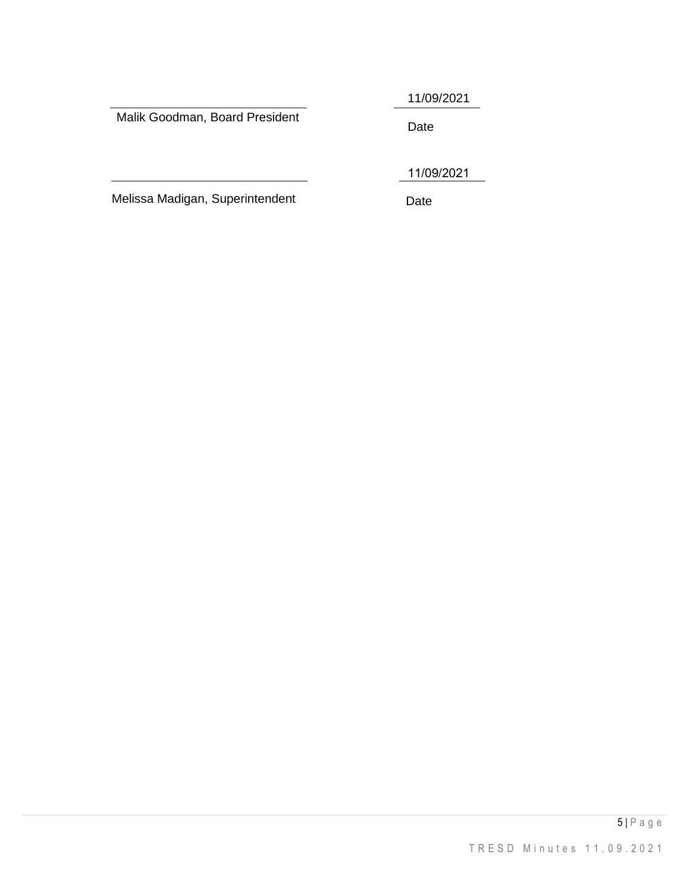\_\_\_\_\_\_\_\_\_\_\_\_\_\_\_\_\_\_\_\_\_\_\_\_\_\_\_\_\_\_\_\_\_\_ \_\_\_\_\_\_\_\_\_\_\_\_\_\_\_\_  
Malik Goodman, Board President — 11/09/2021 Date

\_\_\_\_\_\_\_\_\_\_\_\_\_\_\_\_\_\_\_\_\_\_\_\_\_\_\_\_\_\_\_\_\_\_ \_\_\_\_\_\_\_\_\_\_\_\_\_\_\_\_  
Melissa Madigan, Superintendent — 11/09/2021 Date